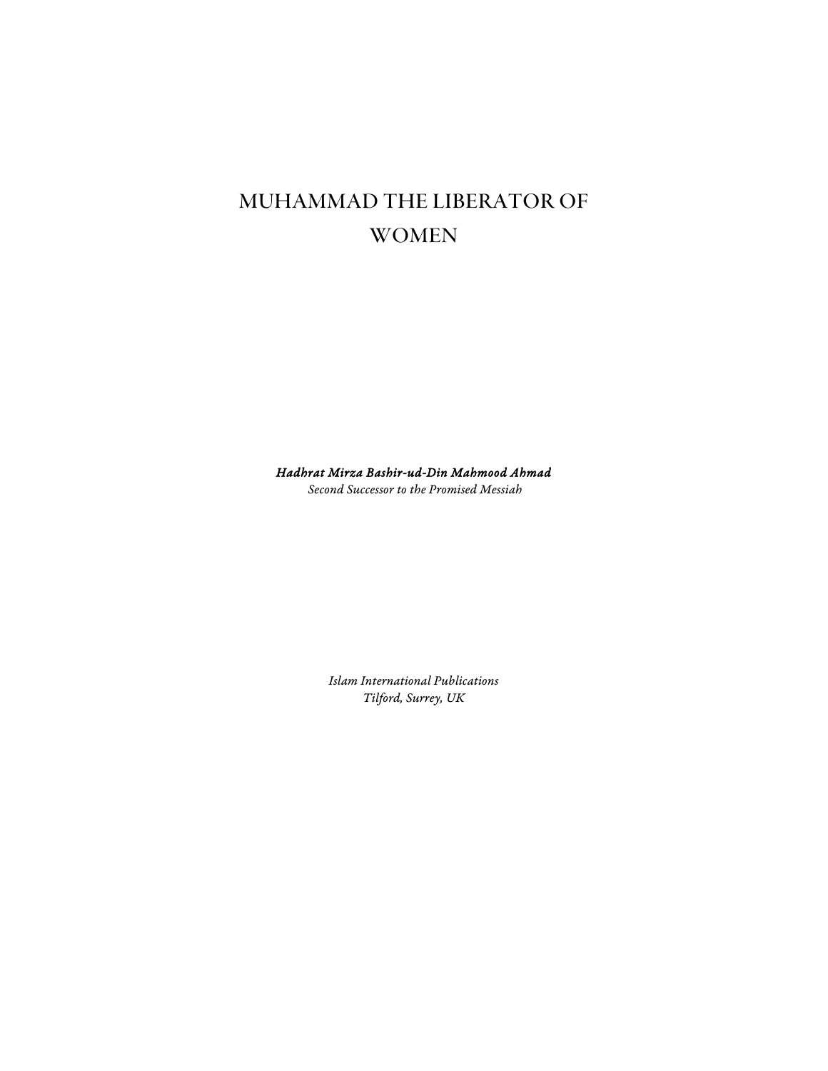# MUHAMMAD THE LIBERATOR OF WOMEN

***Hadhrat Mirza Bashir-ud-Din Mahmood Ahmad***
*Second Successor to the Promised Messiah*

*Islam International Publications*
*Tilford, Surrey, UK*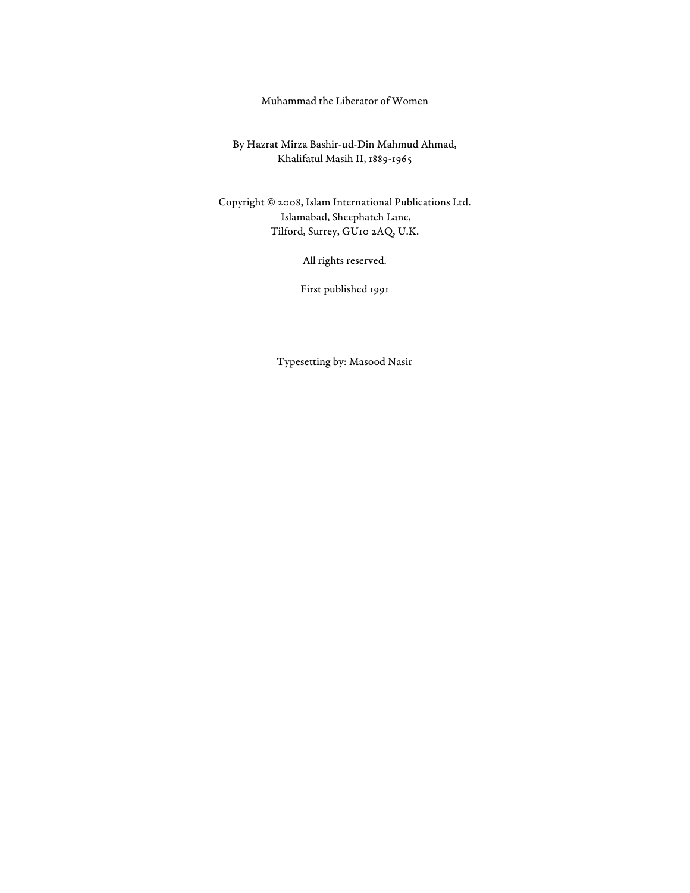Muhammad the Liberator of Women

By Hazrat Mirza Bashir-ud-Din Mahmud Ahmad,
Khalifatul Masih II, 1889-1965

Copyright © 2008, Islam International Publications Ltd.
Islamabad, Sheephatch Lane,
Tilford, Surrey, GU10 2AQ, U.K.

All rights reserved.

First published 1991

Typesetting by: Masood Nasir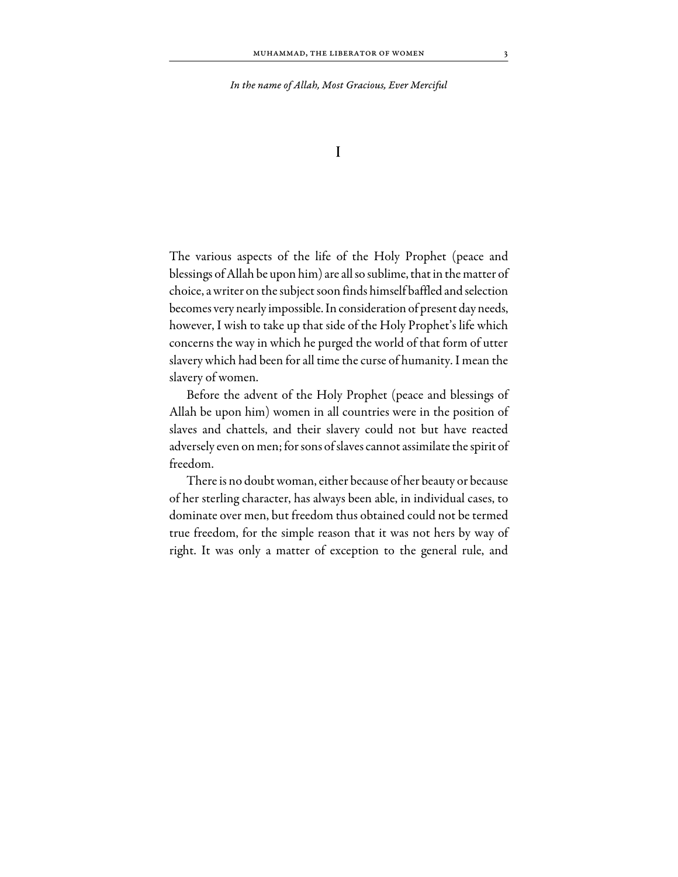*In the name of Allah, Most Gracious, Ever Merciful*

# I

The various aspects of the life of the Holy Prophet (peace and blessings of Allah be upon him) are all so sublime, that in the matter of choice, a writer on the subject soon finds himself baffled and selection becomes very nearly impossible. In consideration of present day needs, however, I wish to take up that side of the Holy Prophet's life which concerns the way in which he purged the world of that form of utter slavery which had been for all time the curse of humanity. I mean the slavery of women.

Before the advent of the Holy Prophet (peace and blessings of Allah be upon him) women in all countries were in the position of slaves and chattels, and their slavery could not but have reacted adversely even on men; for sons of slaves cannot assimilate the spirit of freedom.

There is no doubt woman, either because of her beauty or because of her sterling character, has always been able, in individual cases, to dominate over men, but freedom thus obtained could not be termed true freedom, for the simple reason that it was not hers by way of right. It was only a matter of exception to the general rule, and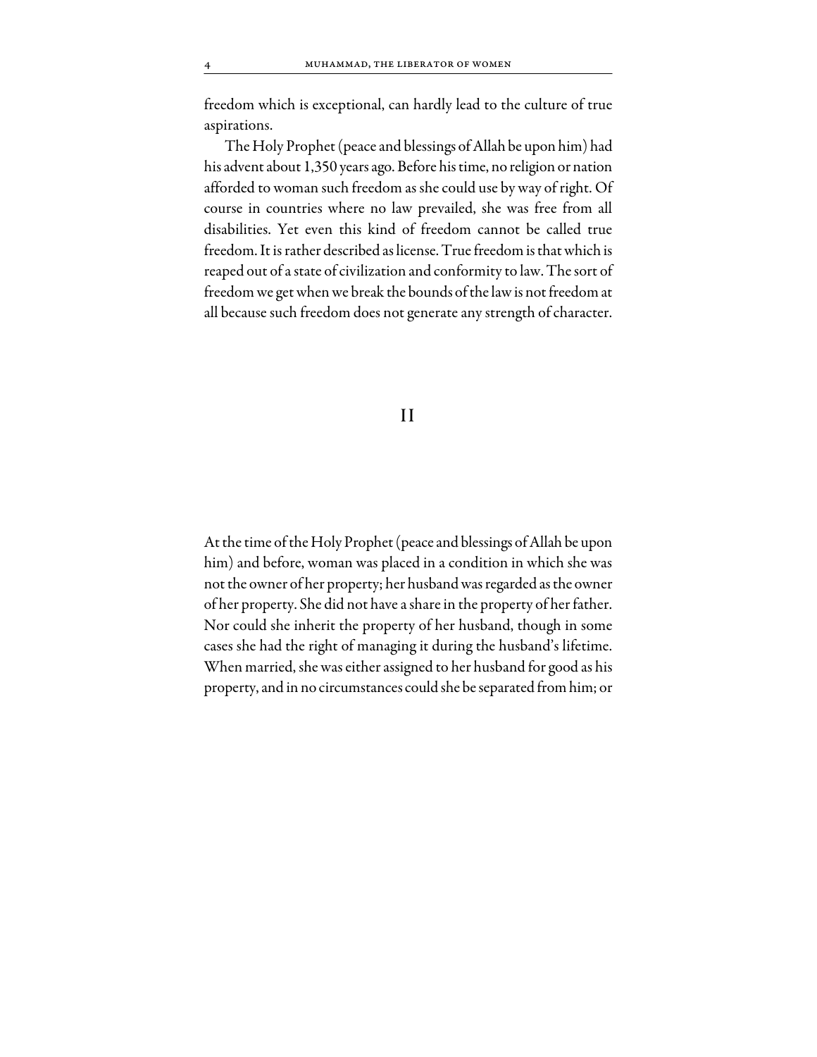freedom which is exceptional, can hardly lead to the culture of true aspirations.

The Holy Prophet (peace and blessings of Allah be upon him) had his advent about 1,350 years ago. Before his time, no religion or nation afforded to woman such freedom as she could use by way of right. Of course in countries where no law prevailed, she was free from all disabilities. Yet even this kind of freedom cannot be called true freedom. It is rather described as license. True freedom is that which is reaped out of a state of civilization and conformity to law. The sort of freedom we get when we break the bounds of the law is not freedom at all because such freedom does not generate any strength of character.

## II

At the time of the Holy Prophet (peace and blessings of Allah be upon him) and before, woman was placed in a condition in which she was not the owner of her property; her husband was regarded as the owner of her property. She did not have a share in the property of her father. Nor could she inherit the property of her husband, though in some cases she had the right of managing it during the husband's lifetime. When married, she was either assigned to her husband for good as his property, and in no circumstances could she be separated from him; or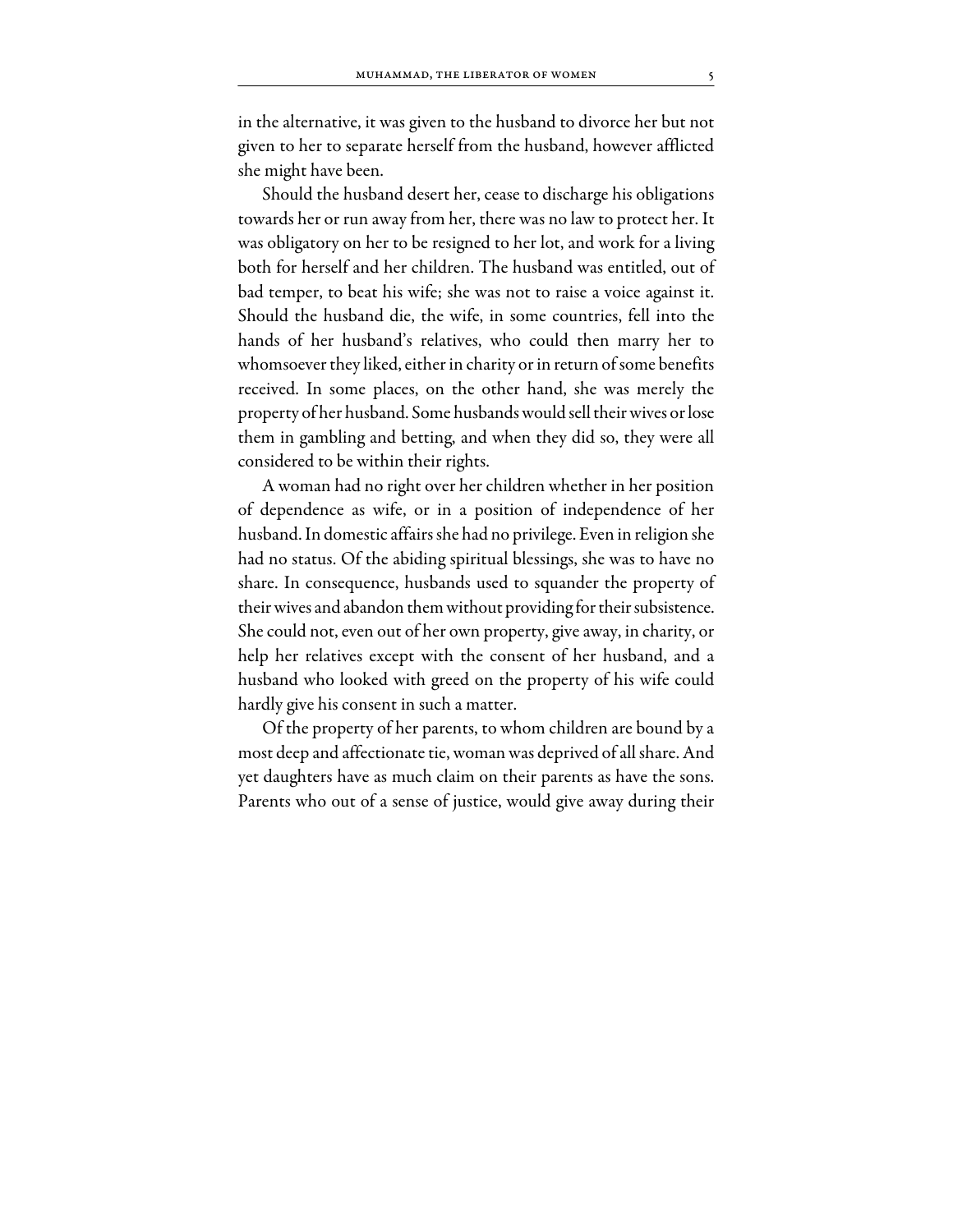in the alternative, it was given to the husband to divorce her but not given to her to separate herself from the husband, however afflicted she might have been.

Should the husband desert her, cease to discharge his obligations towards her or run away from her, there was no law to protect her. It was obligatory on her to be resigned to her lot, and work for a living both for herself and her children. The husband was entitled, out of bad temper, to beat his wife; she was not to raise a voice against it. Should the husband die, the wife, in some countries, fell into the hands of her husband's relatives, who could then marry her to whomsoever they liked, either in charity or in return of some benefits received. In some places, on the other hand, she was merely the property of her husband. Some husbands would sell their wives or lose them in gambling and betting, and when they did so, they were all considered to be within their rights.

A woman had no right over her children whether in her position of dependence as wife, or in a position of independence of her husband. In domestic affairs she had no privilege. Even in religion she had no status. Of the abiding spiritual blessings, she was to have no share. In consequence, husbands used to squander the property of their wives and abandon them without providing for their subsistence. She could not, even out of her own property, give away, in charity, or help her relatives except with the consent of her husband, and a husband who looked with greed on the property of his wife could hardly give his consent in such a matter.

Of the property of her parents, to whom children are bound by a most deep and affectionate tie, woman was deprived of all share. And yet daughters have as much claim on their parents as have the sons. Parents who out of a sense of justice, would give away during their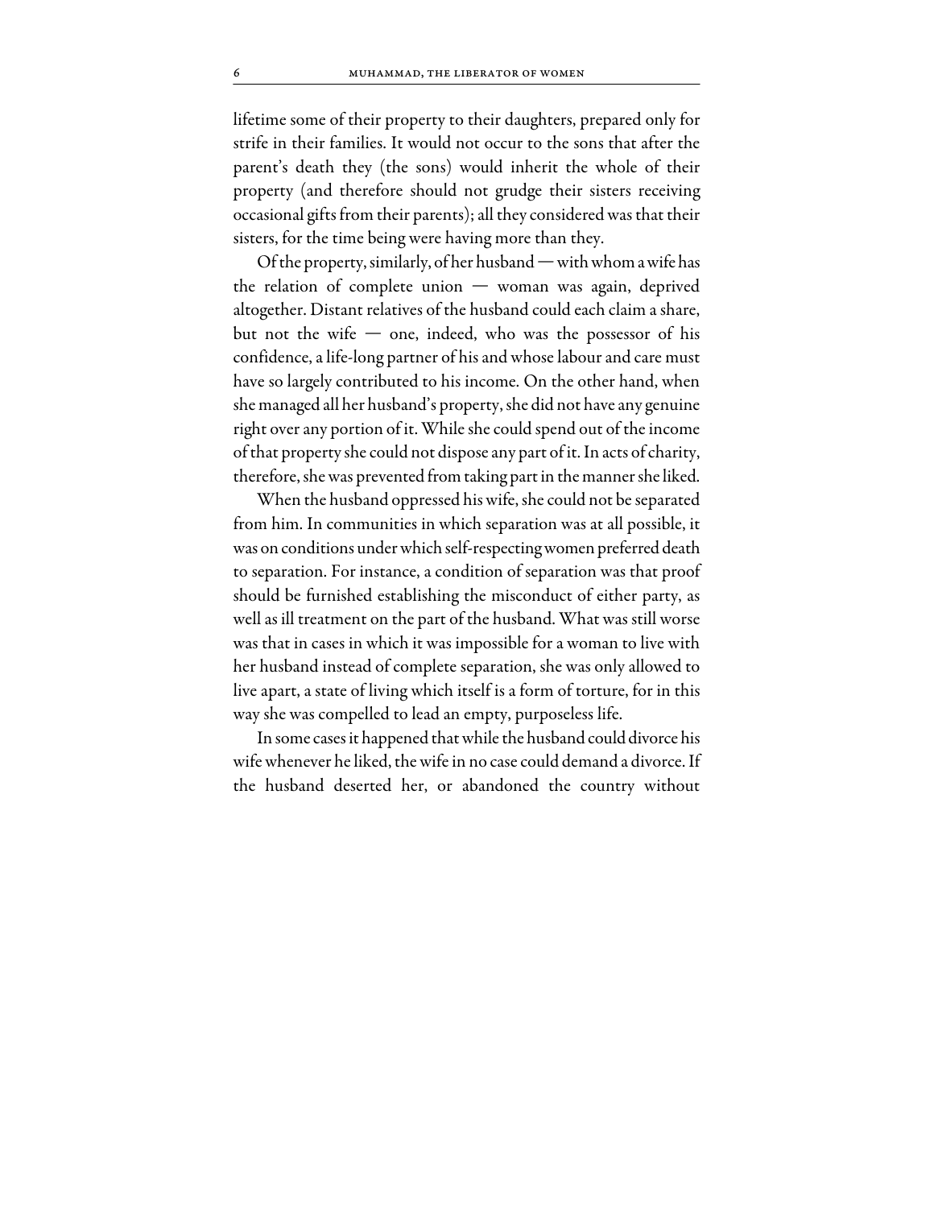lifetime some of their property to their daughters, prepared only for strife in their families. It would not occur to the sons that after the parent's death they (the sons) would inherit the whole of their property (and therefore should not grudge their sisters receiving occasional gifts from their parents); all they considered was that their sisters, for the time being were having more than they.

Of the property, similarly, of her husband — with whom a wife has the relation of complete union — woman was again, deprived altogether. Distant relatives of the husband could each claim a share, but not the wife — one, indeed, who was the possessor of his confidence, a life-long partner of his and whose labour and care must have so largely contributed to his income. On the other hand, when she managed all her husband's property, she did not have any genuine right over any portion of it. While she could spend out of the income of that property she could not dispose any part of it. In acts of charity, therefore, she was prevented from taking part in the manner she liked.

When the husband oppressed his wife, she could not be separated from him. In communities in which separation was at all possible, it was on conditions under which self-respecting women preferred death to separation. For instance, a condition of separation was that proof should be furnished establishing the misconduct of either party, as well as ill treatment on the part of the husband. What was still worse was that in cases in which it was impossible for a woman to live with her husband instead of complete separation, she was only allowed to live apart, a state of living which itself is a form of torture, for in this way she was compelled to lead an empty, purposeless life.

In some cases it happened that while the husband could divorce his wife whenever he liked, the wife in no case could demand a divorce. If the husband deserted her, or abandoned the country without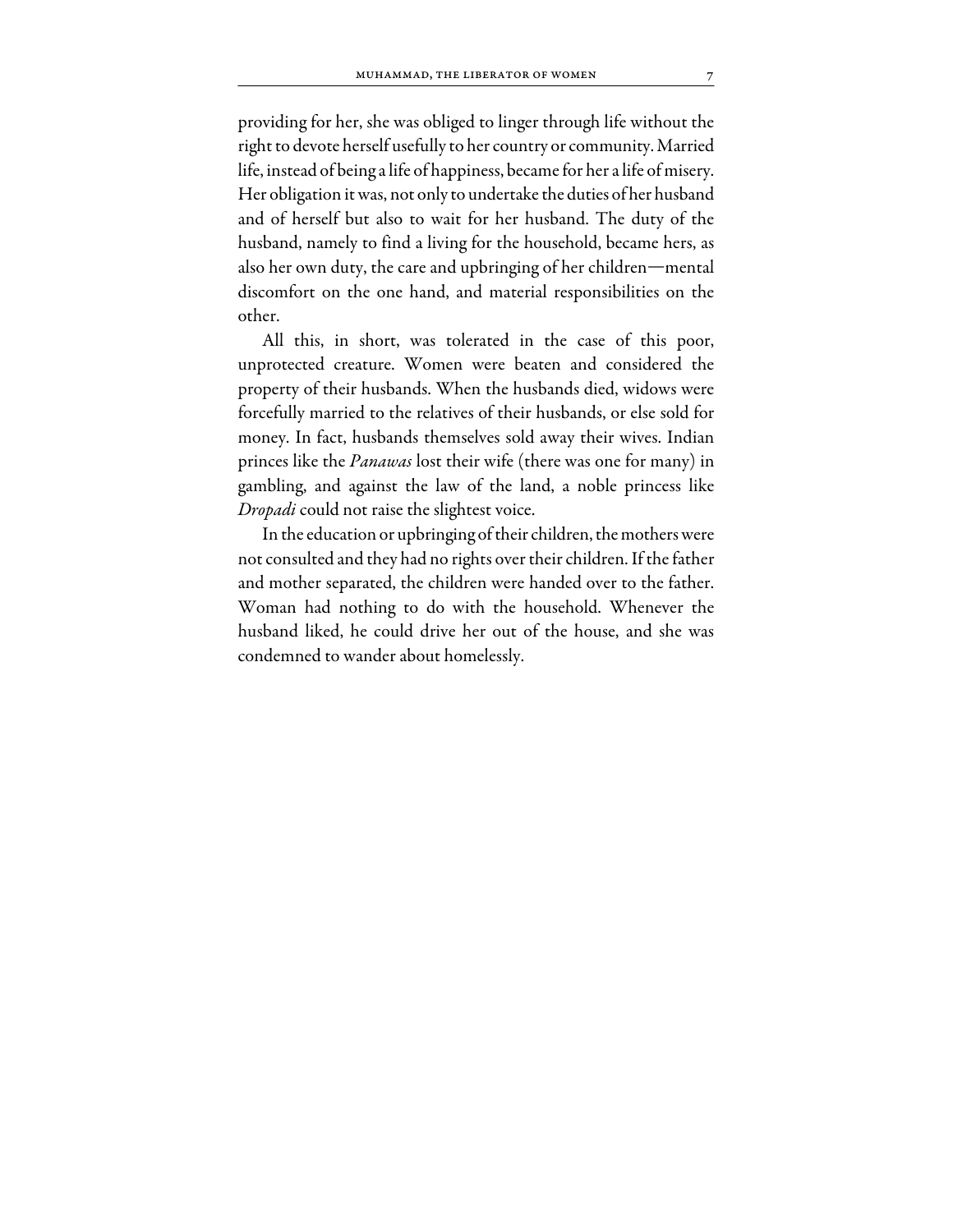providing for her, she was obliged to linger through life without the right to devote herself usefully to her country or community. Married life, instead of being a life of happiness, became for her a life of misery. Her obligation it was, not only to undertake the duties of her husband and of herself but also to wait for her husband. The duty of the husband, namely to find a living for the household, became hers, as also her own duty, the care and upbringing of her children—mental discomfort on the one hand, and material responsibilities on the other.

All this, in short, was tolerated in the case of this poor, unprotected creature. Women were beaten and considered the property of their husbands. When the husbands died, widows were forcefully married to the relatives of their husbands, or else sold for money. In fact, husbands themselves sold away their wives. Indian princes like the *Panawas* lost their wife (there was one for many) in gambling, and against the law of the land, a noble princess like *Dropadi* could not raise the slightest voice.

In the education or upbringing of their children, the mothers were not consulted and they had no rights over their children. If the father and mother separated, the children were handed over to the father. Woman had nothing to do with the household. Whenever the husband liked, he could drive her out of the house, and she was condemned to wander about homelessly.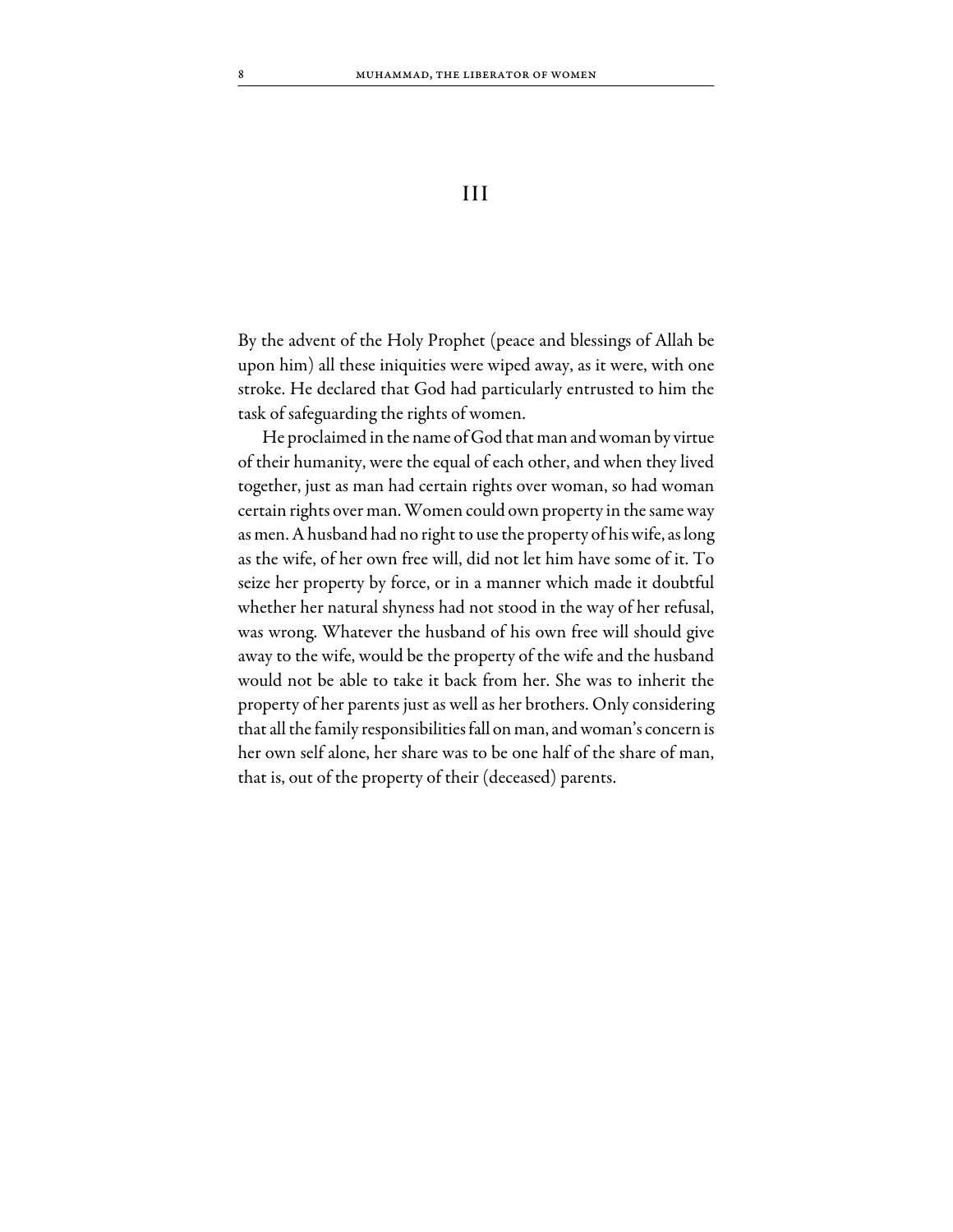## III

By the advent of the Holy Prophet (peace and blessings of Allah be upon him) all these iniquities were wiped away, as it were, with one stroke. He declared that God had particularly entrusted to him the task of safeguarding the rights of women.

He proclaimed in the name of God that man and woman by virtue of their humanity, were the equal of each other, and when they lived together, just as man had certain rights over woman, so had woman certain rights over man. Women could own property in the same way as men. A husband had no right to use the property of his wife, as long as the wife, of her own free will, did not let him have some of it. To seize her property by force, or in a manner which made it doubtful whether her natural shyness had not stood in the way of her refusal, was wrong. Whatever the husband of his own free will should give away to the wife, would be the property of the wife and the husband would not be able to take it back from her. She was to inherit the property of her parents just as well as her brothers. Only considering that all the family responsibilities fall on man, and woman's concern is her own self alone, her share was to be one half of the share of man, that is, out of the property of their (deceased) parents.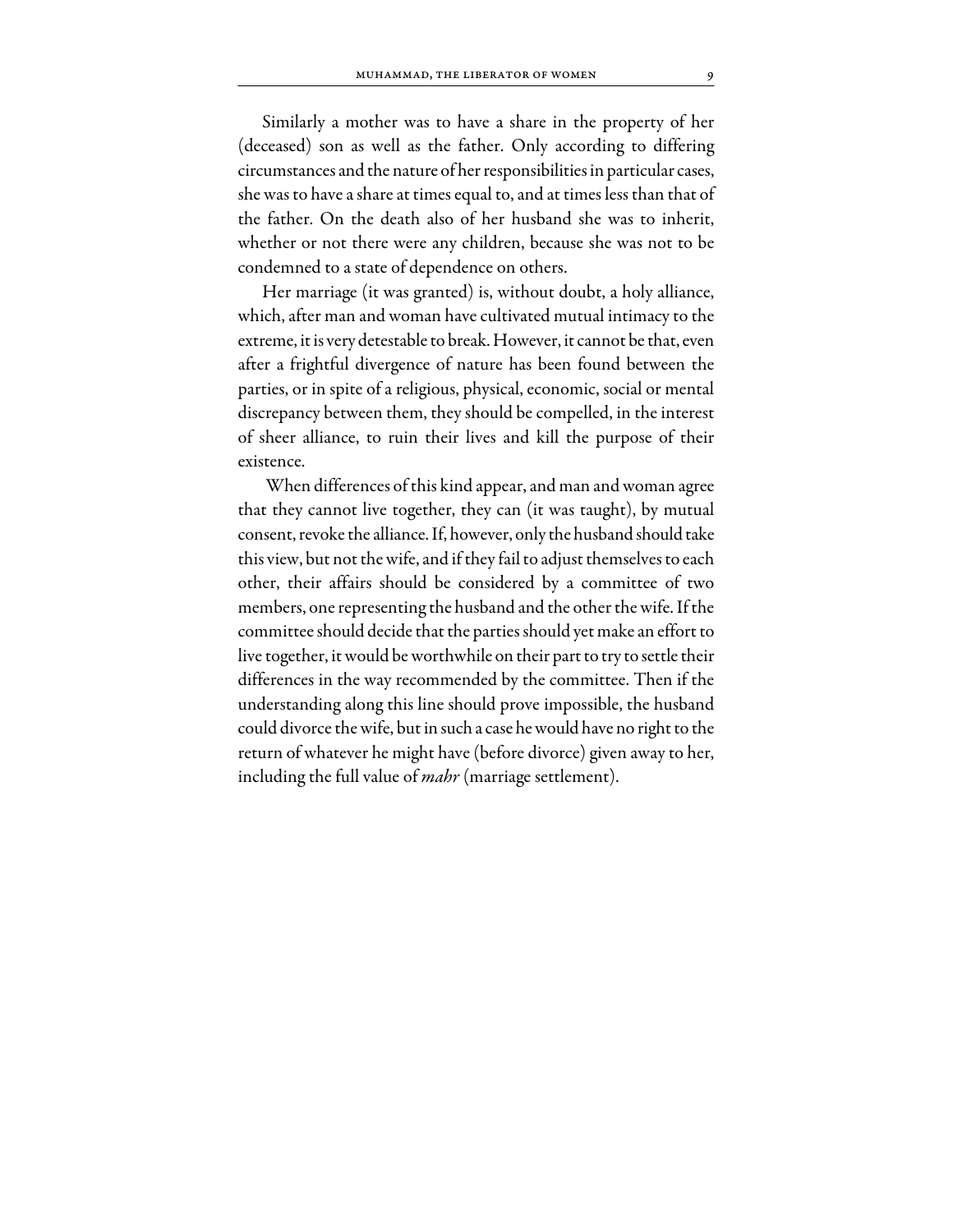Similarly a mother was to have a share in the property of her (deceased) son as well as the father. Only according to differing circumstances and the nature of her responsibilities in particular cases, she was to have a share at times equal to, and at times less than that of the father. On the death also of her husband she was to inherit, whether or not there were any children, because she was not to be condemned to a state of dependence on others.

Her marriage (it was granted) is, without doubt, a holy alliance, which, after man and woman have cultivated mutual intimacy to the extreme, it is very detestable to break. However, it cannot be that, even after a frightful divergence of nature has been found between the parties, or in spite of a religious, physical, economic, social or mental discrepancy between them, they should be compelled, in the interest of sheer alliance, to ruin their lives and kill the purpose of their existence.

When differences of this kind appear, and man and woman agree that they cannot live together, they can (it was taught), by mutual consent, revoke the alliance. If, however, only the husband should take this view, but not the wife, and if they fail to adjust themselves to each other, their affairs should be considered by a committee of two members, one representing the husband and the other the wife. If the committee should decide that the parties should yet make an effort to live together, it would be worthwhile on their part to try to settle their differences in the way recommended by the committee. Then if the understanding along this line should prove impossible, the husband could divorce the wife, but in such a case he would have no right to the return of whatever he might have (before divorce) given away to her, including the full value of *mahr* (marriage settlement).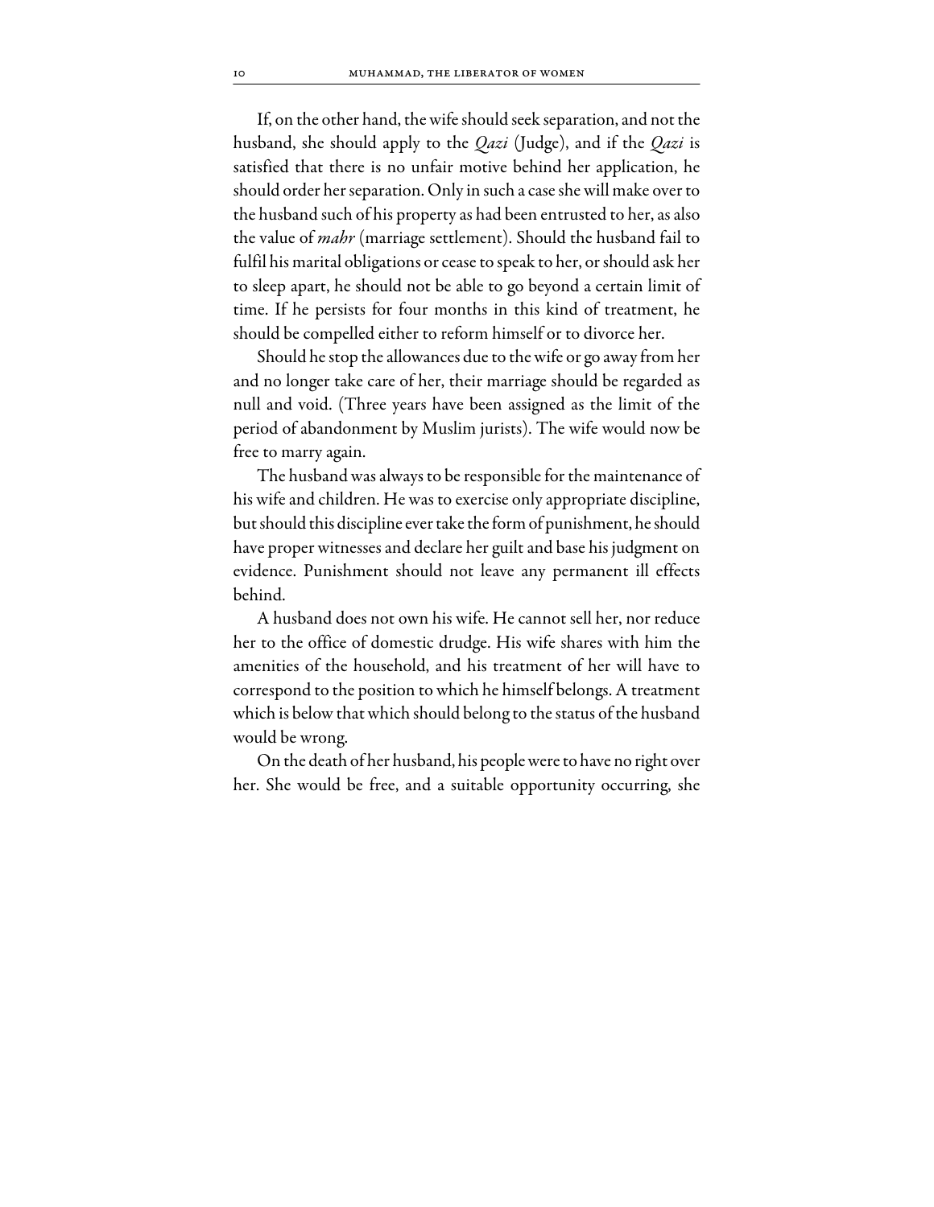If, on the other hand, the wife should seek separation, and not the husband, she should apply to the *Qazi* (Judge), and if the *Qazi* is satisfied that there is no unfair motive behind her application, he should order her separation. Only in such a case she will make over to the husband such of his property as had been entrusted to her, as also the value of *mahr* (marriage settlement). Should the husband fail to fulfil his marital obligations or cease to speak to her, or should ask her to sleep apart, he should not be able to go beyond a certain limit of time. If he persists for four months in this kind of treatment, he should be compelled either to reform himself or to divorce her.

Should he stop the allowances due to the wife or go away from her and no longer take care of her, their marriage should be regarded as null and void. (Three years have been assigned as the limit of the period of abandonment by Muslim jurists). The wife would now be free to marry again.

The husband was always to be responsible for the maintenance of his wife and children. He was to exercise only appropriate discipline, but should this discipline ever take the form of punishment, he should have proper witnesses and declare her guilt and base his judgment on evidence. Punishment should not leave any permanent ill effects behind.

A husband does not own his wife. He cannot sell her, nor reduce her to the office of domestic drudge. His wife shares with him the amenities of the household, and his treatment of her will have to correspond to the position to which he himself belongs. A treatment which is below that which should belong to the status of the husband would be wrong.

On the death of her husband, his people were to have no right over her. She would be free, and a suitable opportunity occurring, she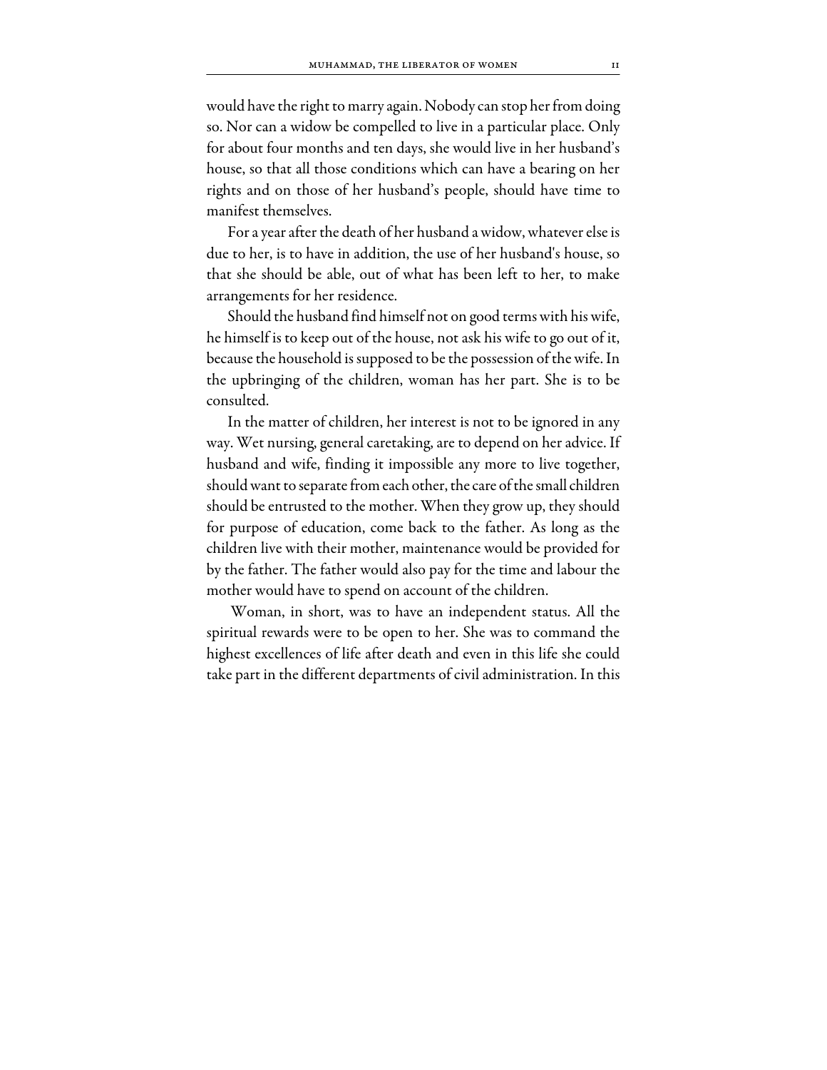would have the right to marry again. Nobody can stop her from doing so. Nor can a widow be compelled to live in a particular place. Only for about four months and ten days, she would live in her husband's house, so that all those conditions which can have a bearing on her rights and on those of her husband's people, should have time to manifest themselves.

For a year after the death of her husband a widow, whatever else is due to her, is to have in addition, the use of her husband's house, so that she should be able, out of what has been left to her, to make arrangements for her residence.

Should the husband find himself not on good terms with his wife, he himself is to keep out of the house, not ask his wife to go out of it, because the household is supposed to be the possession of the wife. In the upbringing of the children, woman has her part. She is to be consulted.

In the matter of children, her interest is not to be ignored in any way. Wet nursing, general caretaking, are to depend on her advice. If husband and wife, finding it impossible any more to live together, should want to separate from each other, the care of the small children should be entrusted to the mother. When they grow up, they should for purpose of education, come back to the father. As long as the children live with their mother, maintenance would be provided for by the father. The father would also pay for the time and labour the mother would have to spend on account of the children.

Woman, in short, was to have an independent status. All the spiritual rewards were to be open to her. She was to command the highest excellences of life after death and even in this life she could take part in the different departments of civil administration. In this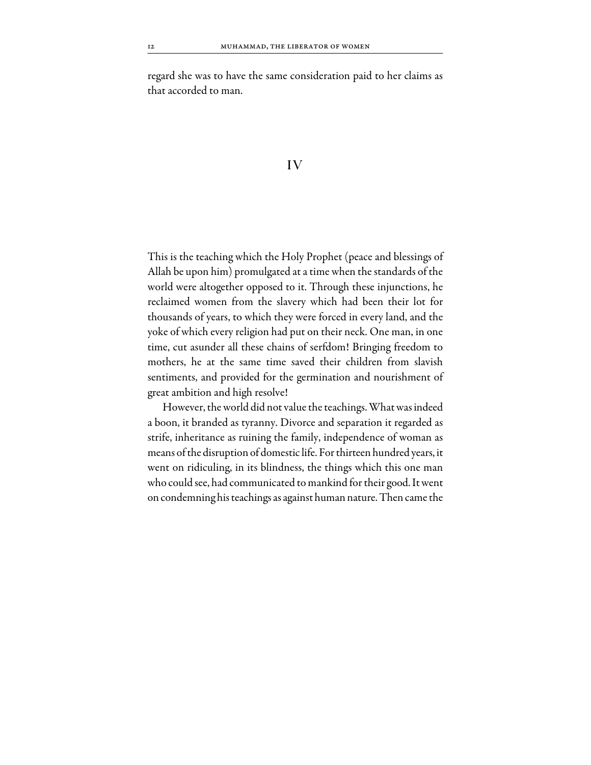regard she was to have the same consideration paid to her claims as that accorded to man.

## IV

This is the teaching which the Holy Prophet (peace and blessings of Allah be upon him) promulgated at a time when the standards of the world were altogether opposed to it. Through these injunctions, he reclaimed women from the slavery which had been their lot for thousands of years, to which they were forced in every land, and the yoke of which every religion had put on their neck. One man, in one time, cut asunder all these chains of serfdom! Bringing freedom to mothers, he at the same time saved their children from slavish sentiments, and provided for the germination and nourishment of great ambition and high resolve!

However, the world did not value the teachings. What was indeed a boon, it branded as tyranny. Divorce and separation it regarded as strife, inheritance as ruining the family, independence of woman as means of the disruption of domestic life. For thirteen hundred years, it went on ridiculing, in its blindness, the things which this one man who could see, had communicated to mankind for their good. It went on condemning his teachings as against human nature. Then came the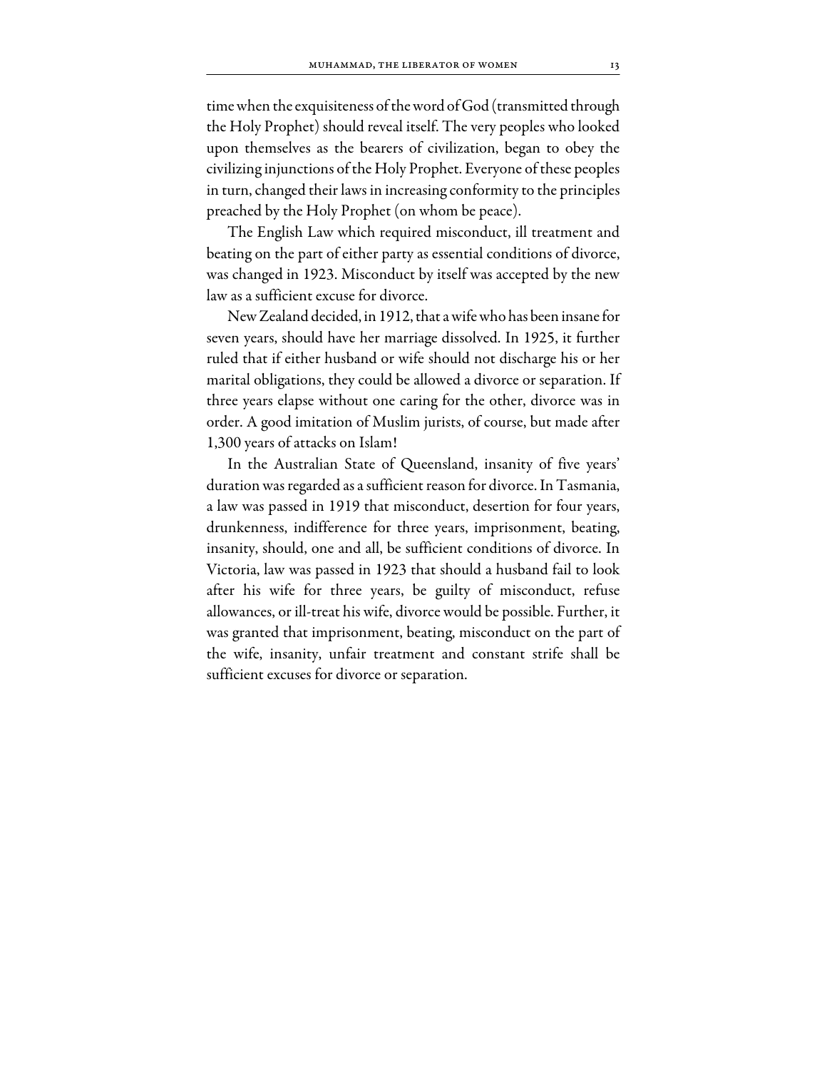time when the exquisiteness of the word of God (transmitted through the Holy Prophet) should reveal itself. The very peoples who looked upon themselves as the bearers of civilization, began to obey the civilizing injunctions of the Holy Prophet. Everyone of these peoples in turn, changed their laws in increasing conformity to the principles preached by the Holy Prophet (on whom be peace).

The English Law which required misconduct, ill treatment and beating on the part of either party as essential conditions of divorce, was changed in 1923. Misconduct by itself was accepted by the new law as a sufficient excuse for divorce.

New Zealand decided, in 1912, that a wife who has been insane for seven years, should have her marriage dissolved. In 1925, it further ruled that if either husband or wife should not discharge his or her marital obligations, they could be allowed a divorce or separation. If three years elapse without one caring for the other, divorce was in order. A good imitation of Muslim jurists, of course, but made after 1,300 years of attacks on Islam!

In the Australian State of Queensland, insanity of five years' duration was regarded as a sufficient reason for divorce. In Tasmania, a law was passed in 1919 that misconduct, desertion for four years, drunkenness, indifference for three years, imprisonment, beating, insanity, should, one and all, be sufficient conditions of divorce. In Victoria, law was passed in 1923 that should a husband fail to look after his wife for three years, be guilty of misconduct, refuse allowances, or ill-treat his wife, divorce would be possible. Further, it was granted that imprisonment, beating, misconduct on the part of the wife, insanity, unfair treatment and constant strife shall be sufficient excuses for divorce or separation.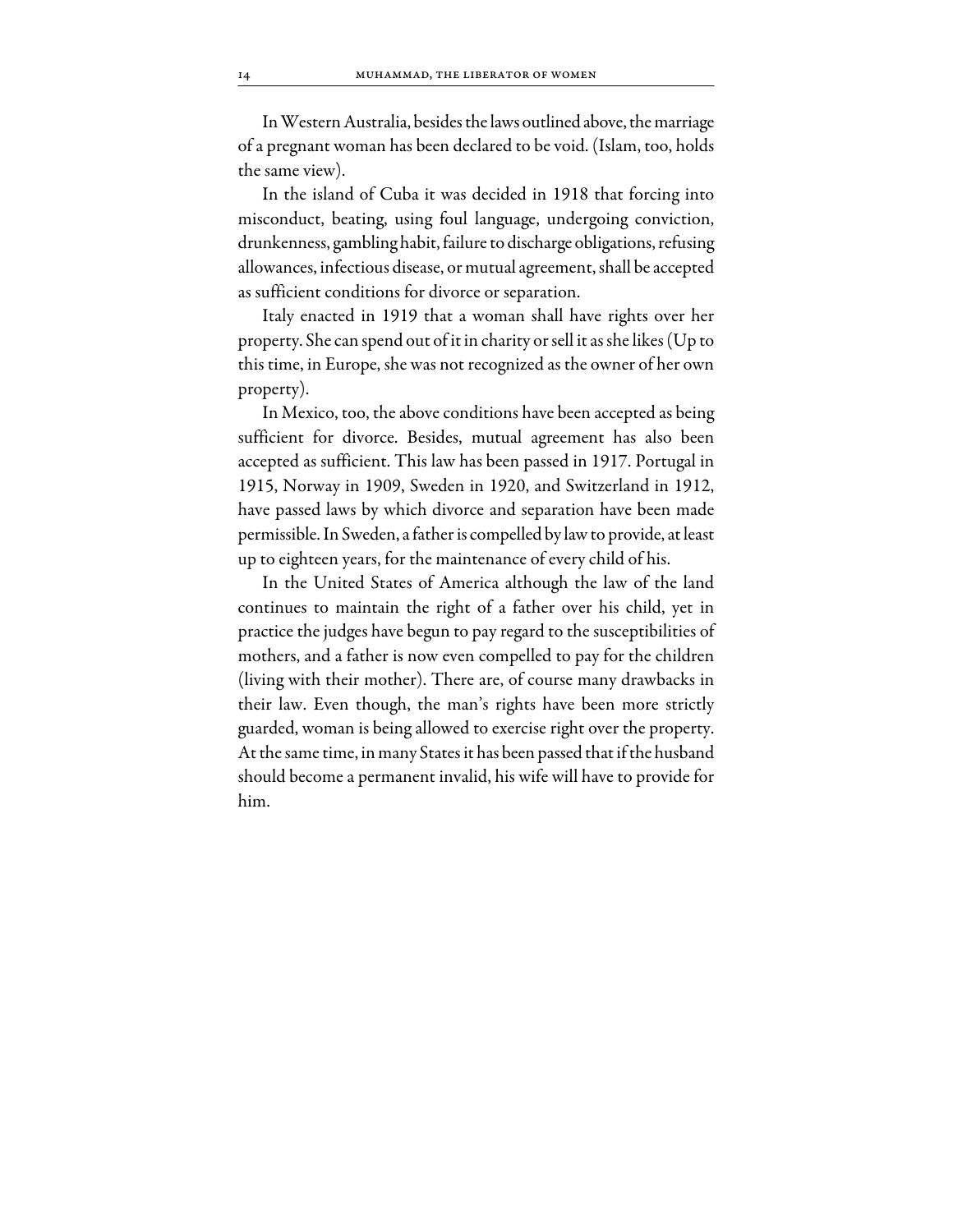In Western Australia, besides the laws outlined above, the marriage of a pregnant woman has been declared to be void. (Islam, too, holds the same view).

In the island of Cuba it was decided in 1918 that forcing into misconduct, beating, using foul language, undergoing conviction, drunkenness, gambling habit, failure to discharge obligations, refusing allowances, infectious disease, or mutual agreement, shall be accepted as sufficient conditions for divorce or separation.

Italy enacted in 1919 that a woman shall have rights over her property. She can spend out of it in charity or sell it as she likes (Up to this time, in Europe, she was not recognized as the owner of her own property).

In Mexico, too, the above conditions have been accepted as being sufficient for divorce. Besides, mutual agreement has also been accepted as sufficient. This law has been passed in 1917. Portugal in 1915, Norway in 1909, Sweden in 1920, and Switzerland in 1912, have passed laws by which divorce and separation have been made permissible. In Sweden, a father is compelled by law to provide, at least up to eighteen years, for the maintenance of every child of his.

In the United States of America although the law of the land continues to maintain the right of a father over his child, yet in practice the judges have begun to pay regard to the susceptibilities of mothers, and a father is now even compelled to pay for the children (living with their mother). There are, of course many drawbacks in their law. Even though, the man's rights have been more strictly guarded, woman is being allowed to exercise right over the property. At the same time, in many States it has been passed that if the husband should become a permanent invalid, his wife will have to provide for him.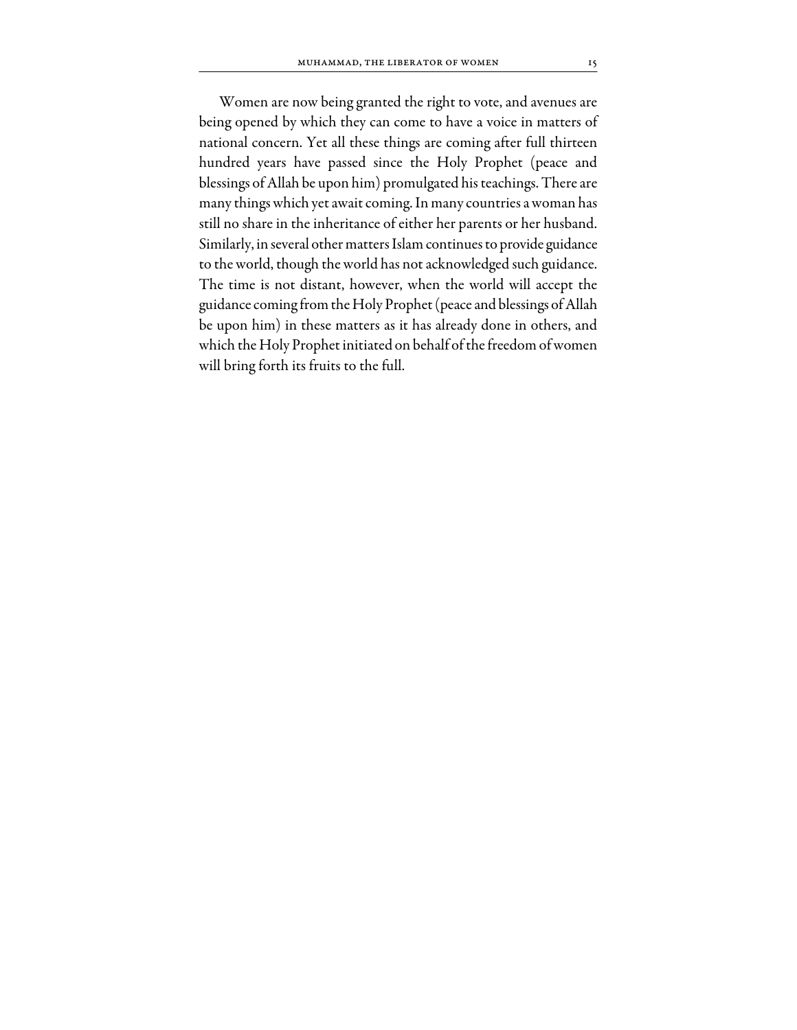Women are now being granted the right to vote, and avenues are being opened by which they can come to have a voice in matters of national concern. Yet all these things are coming after full thirteen hundred years have passed since the Holy Prophet (peace and blessings of Allah be upon him) promulgated his teachings. There are many things which yet await coming. In many countries a woman has still no share in the inheritance of either her parents or her husband. Similarly, in several other matters Islam continues to provide guidance to the world, though the world has not acknowledged such guidance. The time is not distant, however, when the world will accept the guidance coming from the Holy Prophet (peace and blessings of Allah be upon him) in these matters as it has already done in others, and which the Holy Prophet initiated on behalf of the freedom of women will bring forth its fruits to the full.